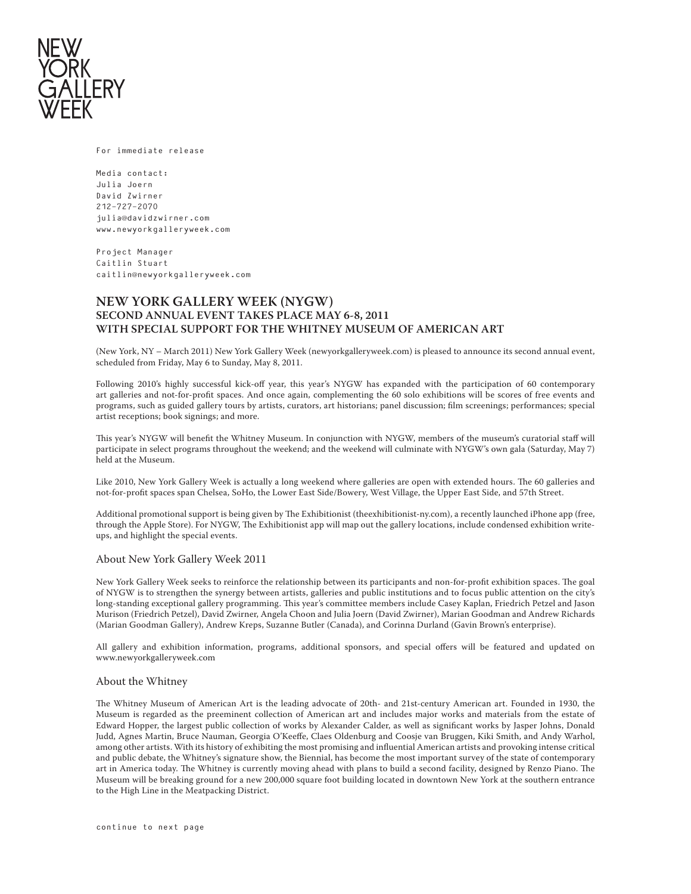NEW YORK GALLERY WEEK

For immediate release

Media contact:
Julia Joern
David Zwirner
212-727-2070
julia@davidzwirner.com
www.newyorkgalleryweek.com

Project Manager
Caitlin Stuart
caitlin@newyorkgalleryweek.com

# NEW YORK GALLERY WEEK (NYGW)
## SECOND ANNUAL EVENT TAKES PLACE MAY 6-8, 2011
## WITH SPECIAL SUPPORT FOR THE WHITNEY MUSEUM OF AMERICAN ART

(New York, NY – March 2011) New York Gallery Week (newyorkgalleryweek.com) is pleased to announce its second annual event, scheduled from Friday, May 6 to Sunday, May 8, 2011.

Following 2010's highly successful kick-off year, this year's NYGW has expanded with the participation of 60 contemporary art galleries and not-for-profit spaces. And once again, complementing the 60 solo exhibitions will be scores of free events and programs, such as guided gallery tours by artists, curators, art historians; panel discussion; film screenings; performances; special artist receptions; book signings; and more.

This year's NYGW will benefit the Whitney Museum. In conjunction with NYGW, members of the museum's curatorial staff will participate in select programs throughout the weekend; and the weekend will culminate with NYGW's own gala (Saturday, May 7) held at the Museum.

Like 2010, New York Gallery Week is actually a long weekend where galleries are open with extended hours. The 60 galleries and not-for-profit spaces span Chelsea, SoHo, the Lower East Side/Bowery, West Village, the Upper East Side, and 57th Street.

Additional promotional support is being given by The Exhibitionist (theexhibitionist-ny.com), a recently launched iPhone app (free, through the Apple Store). For NYGW, The Exhibitionist app will map out the gallery locations, include condensed exhibition write-ups, and highlight the special events.

### About New York Gallery Week 2011

New York Gallery Week seeks to reinforce the relationship between its participants and non-for-profit exhibition spaces. The goal of NYGW is to strengthen the synergy between artists, galleries and public institutions and to focus public attention on the city's long-standing exceptional gallery programming. This year's committee members include Casey Kaplan, Friedrich Petzel and Jason Murison (Friedrich Petzel), David Zwirner, Angela Choon and Julia Joern (David Zwirner), Marian Goodman and Andrew Richards (Marian Goodman Gallery), Andrew Kreps, Suzanne Butler (Canada), and Corinna Durland (Gavin Brown's enterprise).

All gallery and exhibition information, programs, additional sponsors, and special offers will be featured and updated on www.newyorkgalleryweek.com

### About the Whitney

The Whitney Museum of American Art is the leading advocate of 20th- and 21st-century American art. Founded in 1930, the Museum is regarded as the preeminent collection of American art and includes major works and materials from the estate of Edward Hopper, the largest public collection of works by Alexander Calder, as well as significant works by Jasper Johns, Donald Judd, Agnes Martin, Bruce Nauman, Georgia O'Keeffe, Claes Oldenburg and Coosje van Bruggen, Kiki Smith, and Andy Warhol, among other artists. With its history of exhibiting the most promising and influential American artists and provoking intense critical and public debate, the Whitney's signature show, the Biennial, has become the most important survey of the state of contemporary art in America today. The Whitney is currently moving ahead with plans to build a second facility, designed by Renzo Piano. The Museum will be breaking ground for a new 200,000 square foot building located in downtown New York at the southern entrance to the High Line in the Meatpacking District.

continue to next page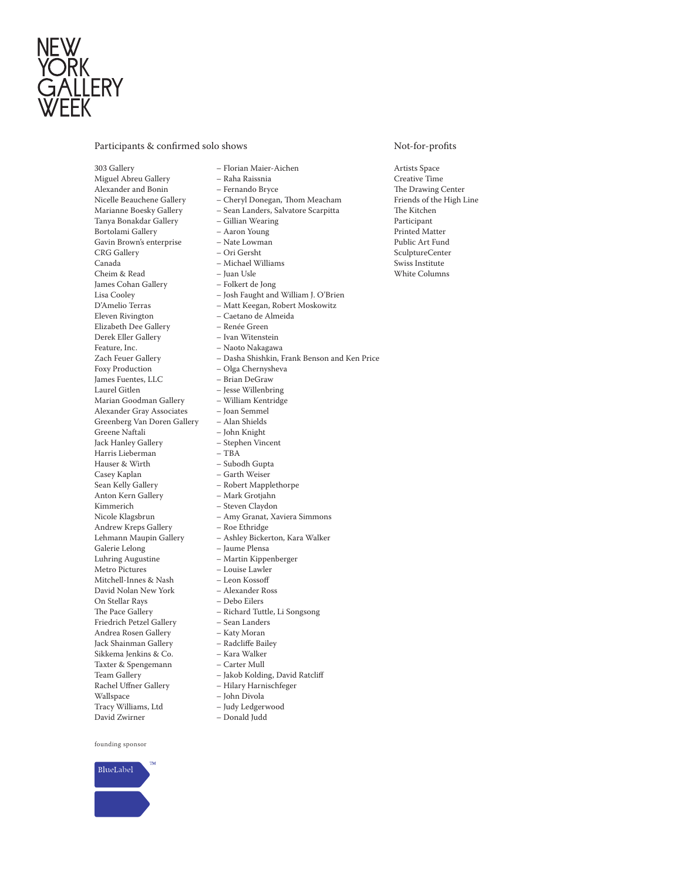# NEW YORK GALLERY WEEK

## Participants & confirmed solo shows

| | |
|---|---|
| 303 Gallery | – Florian Maier-Aichen |
| Miguel Abreu Gallery | – Raha Raissnia |
| Alexander and Bonin | – Fernando Bryce |
| Nicelle Beauchene Gallery | – Cheryl Donegan, Thom Meacham |
| Marianne Boesky Gallery | – Sean Landers, Salvatore Scarpitta |
| Tanya Bonakdar Gallery | – Gillian Wearing |
| Bortolami Gallery | – Aaron Young |
| Gavin Brown's enterprise | – Nate Lowman |
| CRG Gallery | – Ori Gersht |
| Canada | – Michael Williams |
| Cheim & Read | – Juan Usle |
| James Cohan Gallery | – Folkert de Jong |
| Lisa Cooley | – Josh Faught and William J. O'Brien |
| D'Amelio Terras | – Matt Keegan, Robert Moskowitz |
| Eleven Rivington | – Caetano de Almeida |
| Elizabeth Dee Gallery | – Renée Green |
| Derek Eller Gallery | – Ivan Witenstein |
| Feature, Inc. | – Naoto Nakagawa |
| Zach Feuer Gallery | – Dasha Shishkin, Frank Benson and Ken Price |
| Foxy Production | – Olga Chernysheva |
| James Fuentes, LLC | – Brian DeGraw |
| Laurel Gitlen | – Jesse Willenbring |
| Marian Goodman Gallery | – William Kentridge |
| Alexander Gray Associates | – Joan Semmel |
| Greenberg Van Doren Gallery | – Alan Shields |
| Greene Naftali | – John Knight |
| Jack Hanley Gallery | – Stephen Vincent |
| Harris Lieberman | – TBA |
| Hauser & Wirth | – Subodh Gupta |
| Casey Kaplan | – Garth Weiser |
| Sean Kelly Gallery | – Robert Mapplethorpe |
| Anton Kern Gallery | – Mark Grotjahn |
| Kimmerich | – Steven Claydon |
| Nicole Klagsbrun | – Amy Granat, Xaviera Simmons |
| Andrew Kreps Gallery | – Roe Ethridge |
| Lehmann Maupin Gallery | – Ashley Bickerton, Kara Walker |
| Galerie Lelong | – Jaume Plensa |
| Luhring Augustine | – Martin Kippenberger |
| Metro Pictures | – Louise Lawler |
| Mitchell-Innes & Nash | – Leon Kossoff |
| David Nolan New York | – Alexander Ross |
| On Stellar Rays | – Debo Eilers |
| The Pace Gallery | – Richard Tuttle, Li Songsong |
| Friedrich Petzel Gallery | – Sean Landers |
| Andrea Rosen Gallery | – Katy Moran |
| Jack Shainman Gallery | – Radcliffe Bailey |
| Sikkema Jenkins & Co. | – Kara Walker |
| Taxter & Spengemann | – Carter Mull |
| Team Gallery | – Jakob Kolding, David Ratcliff |
| Rachel Uffner Gallery | – Hilary Harnischfeger |
| Wallspace | – John Divola |
| Tracy Williams, Ltd | – Judy Ledgerwood |
| David Zwirner | – Donald Judd |

## Not-for-profits

Artists Space
Creative Time
The Drawing Center
Friends of the High Line
The Kitchen
Participant
Printed Matter
Public Art Fund
SculptureCenter
Swiss Institute
White Columns

founding sponsor

BlueLabel™